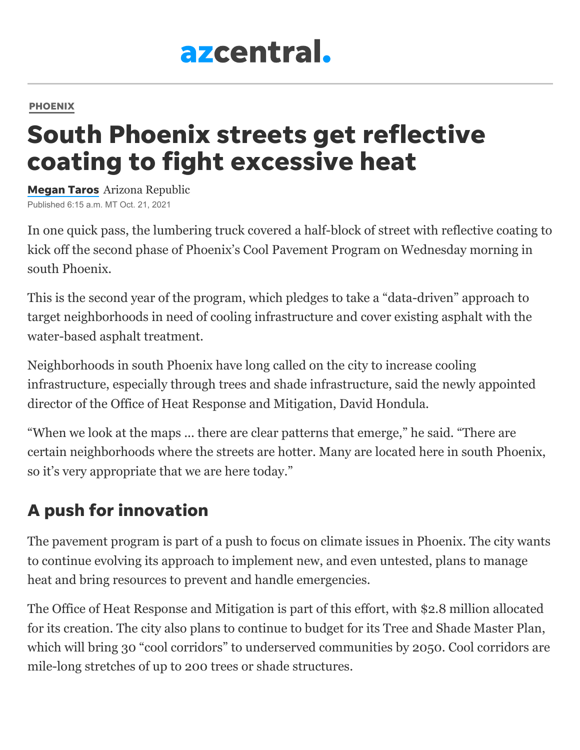azcentral.

PHOENIX

# South Phoenix streets get reflective coating to fight excessive heat

**Megan Taros** Arizona Republic
Published 6:15 a.m. MT Oct. 21, 2021

In one quick pass, the lumbering truck covered a half-block of street with reflective coating to kick off the second phase of Phoenix's Cool Pavement Program on Wednesday morning in south Phoenix.

This is the second year of the program, which pledges to take a "data-driven" approach to target neighborhoods in need of cooling infrastructure and cover existing asphalt with the water-based asphalt treatment.

Neighborhoods in south Phoenix have long called on the city to increase cooling infrastructure, especially through trees and shade infrastructure, said the newly appointed director of the Office of Heat Response and Mitigation, David Hondula.

"When we look at the maps ... there are clear patterns that emerge," he said. "There are certain neighborhoods where the streets are hotter. Many are located here in south Phoenix, so it's very appropriate that we are here today."

## A push for innovation

The pavement program is part of a push to focus on climate issues in Phoenix. The city wants to continue evolving its approach to implement new, and even untested, plans to manage heat and bring resources to prevent and handle emergencies.

The Office of Heat Response and Mitigation is part of this effort, with $2.8 million allocated for its creation. The city also plans to continue to budget for its Tree and Shade Master Plan, which will bring 30 "cool corridors" to underserved communities by 2050. Cool corridors are mile-long stretches of up to 200 trees or shade structures.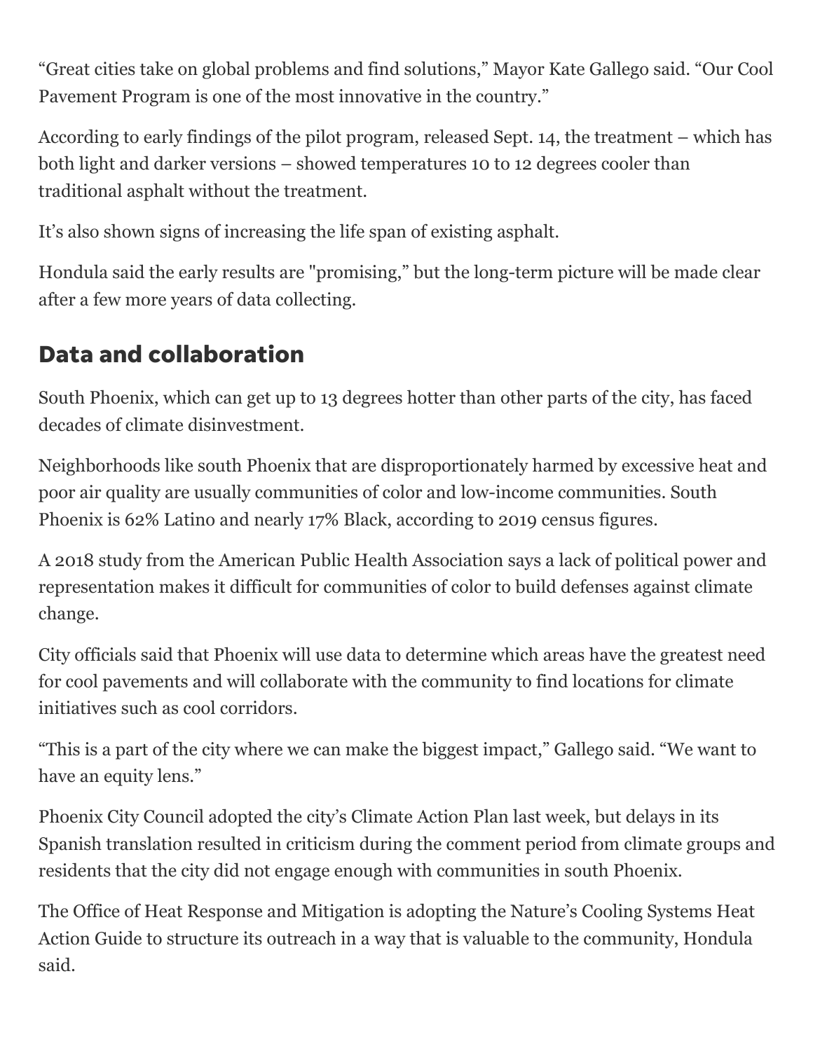"Great cities take on global problems and find solutions," Mayor Kate Gallego said. "Our Cool Pavement Program is one of the most innovative in the country."

According to early findings of the pilot program, released Sept. 14, the treatment – which has both light and darker versions – showed temperatures 10 to 12 degrees cooler than traditional asphalt without the treatment.

It's also shown signs of increasing the life span of existing asphalt.

Hondula said the early results are "promising," but the long-term picture will be made clear after a few more years of data collecting.

## Data and collaboration

South Phoenix, which can get up to 13 degrees hotter than other parts of the city, has faced decades of climate disinvestment.

Neighborhoods like south Phoenix that are disproportionately harmed by excessive heat and poor air quality are usually communities of color and low-income communities. South Phoenix is 62% Latino and nearly 17% Black, according to 2019 census figures.

A 2018 study from the American Public Health Association says a lack of political power and representation makes it difficult for communities of color to build defenses against climate change.

City officials said that Phoenix will use data to determine which areas have the greatest need for cool pavements and will collaborate with the community to find locations for climate initiatives such as cool corridors.

"This is a part of the city where we can make the biggest impact," Gallego said. "We want to have an equity lens."

Phoenix City Council adopted the city's Climate Action Plan last week, but delays in its Spanish translation resulted in criticism during the comment period from climate groups and residents that the city did not engage enough with communities in south Phoenix.

The Office of Heat Response and Mitigation is adopting the Nature's Cooling Systems Heat Action Guide to structure its outreach in a way that is valuable to the community, Hondula said.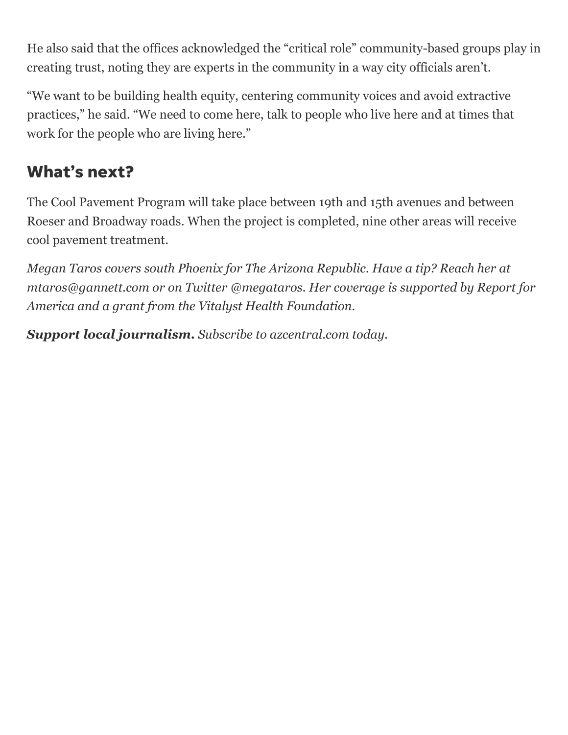He also said that the offices acknowledged the “critical role” community-based groups play in creating trust, noting they are experts in the community in a way city officials aren’t.

“We want to be building health equity, centering community voices and avoid extractive practices,” he said. “We need to come here, talk to people who live here and at times that work for the people who are living here.”

## What’s next?

The Cool Pavement Program will take place between 19th and 15th avenues and between Roeser and Broadway roads. When the project is completed, nine other areas will receive cool pavement treatment.

*Megan Taros covers south Phoenix for The Arizona Republic. Have a tip? Reach her at mtaros@gannett.com or on Twitter @megataros. Her coverage is supported by Report for America and a grant from the Vitalyst Health Foundation.*

***Support local journalism.*** *Subscribe to azcentral.com today.*